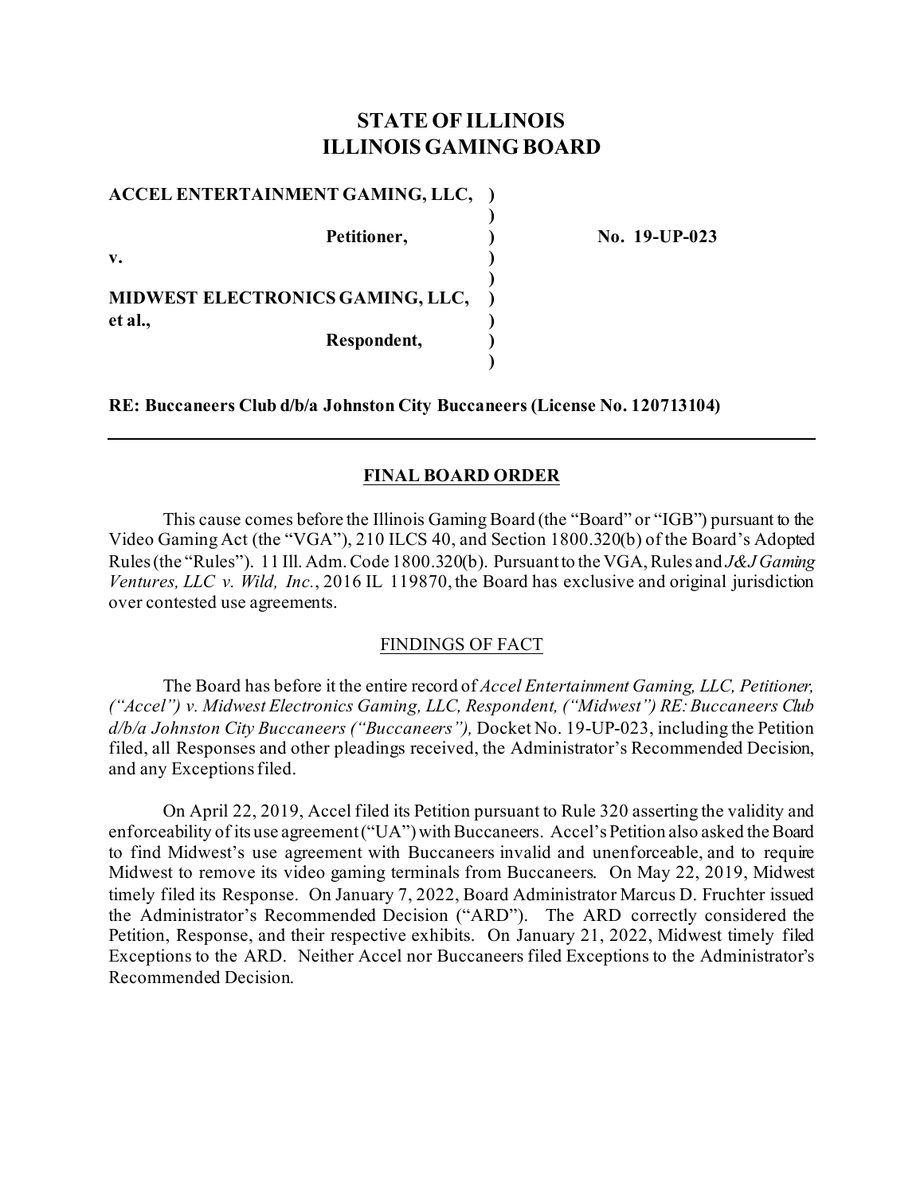# STATE OF ILLINOIS
# ILLINOIS GAMING BOARD

| | | |
|---|---|---|
| **ACCEL ENTERTAINMENT GAMING, LLC,** | **)** | |
| | **)** | |
| **Petitioner,** | **)** | **No. 19-UP-023** |
| **v.** | **)** | |
| | **)** | |
| **MIDWEST ELECTRONICS GAMING, LLC, et al.,** | **)** | |
| | **)** | |
| **Respondent,** | **)** | |
| | **)** | |

**RE: Buccaneers Club d/b/a Johnston City Buccaneers (License No. 120713104)**

---

## FINAL BOARD ORDER

This cause comes before the Illinois Gaming Board (the "Board" or "IGB") pursuant to the Video Gaming Act (the "VGA"), 210 ILCS 40, and Section 1800.320(b) of the Board's Adopted Rules (the "Rules"). 11 Ill. Adm. Code 1800.320(b). Pursuant to the VGA, Rules and *J&J Gaming Ventures, LLC v. Wild, Inc.*, 2016 IL 119870, the Board has exclusive and original jurisdiction over contested use agreements.

### FINDINGS OF FACT

The Board has before it the entire record of *Accel Entertainment Gaming, LLC, Petitioner, ("Accel") v. Midwest Electronics Gaming, LLC, Respondent, ("Midwest") RE: Buccaneers Club d/b/a Johnston City Buccaneers ("Buccaneers"),* Docket No. 19-UP-023, including the Petition filed, all Responses and other pleadings received, the Administrator's Recommended Decision, and any Exceptions filed.

On April 22, 2019, Accel filed its Petition pursuant to Rule 320 asserting the validity and enforceability of its use agreement ("UA") with Buccaneers. Accel's Petition also asked the Board to find Midwest's use agreement with Buccaneers invalid and unenforceable, and to require Midwest to remove its video gaming terminals from Buccaneers. On May 22, 2019, Midwest timely filed its Response. On January 7, 2022, Board Administrator Marcus D. Fruchter issued the Administrator's Recommended Decision ("ARD"). The ARD correctly considered the Petition, Response, and their respective exhibits. On January 21, 2022, Midwest timely filed Exceptions to the ARD. Neither Accel nor Buccaneers filed Exceptions to the Administrator's Recommended Decision.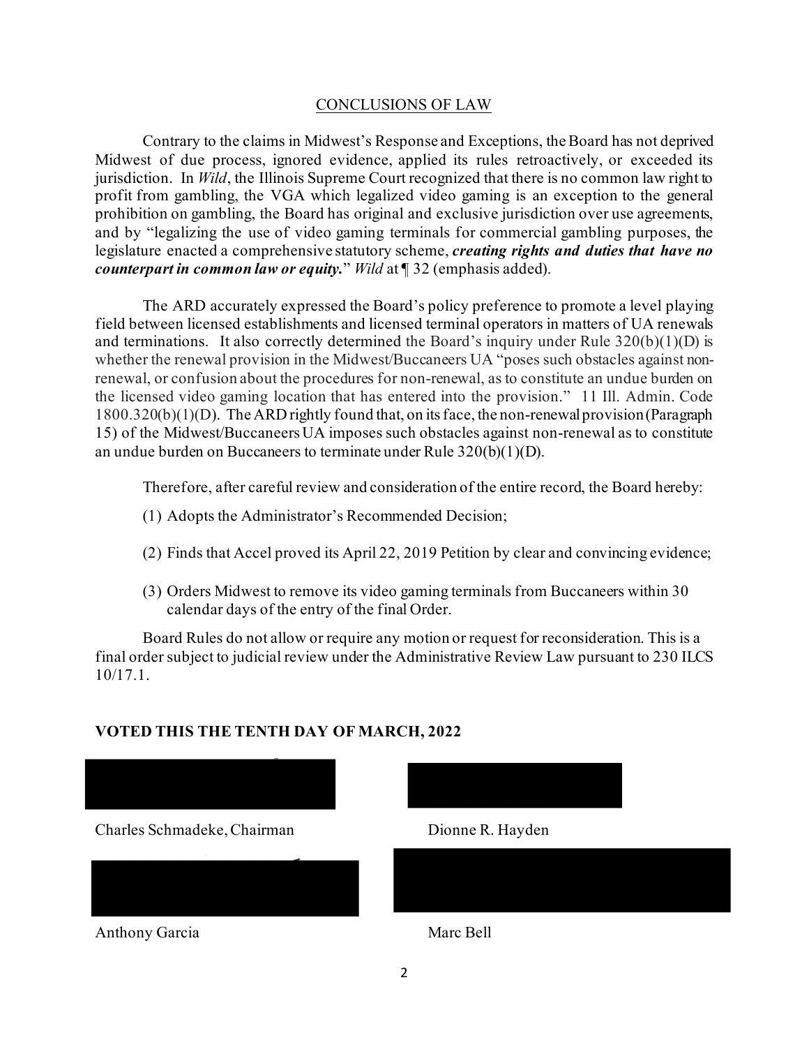## CONCLUSIONS OF LAW

Contrary to the claims in Midwest's Response and Exceptions, the Board has not deprived Midwest of due process, ignored evidence, applied its rules retroactively, or exceeded its jurisdiction. In *Wild*, the Illinois Supreme Court recognized that there is no common law right to profit from gambling, the VGA which legalized video gaming is an exception to the general prohibition on gambling, the Board has original and exclusive jurisdiction over use agreements, and by "legalizing the use of video gaming terminals for commercial gambling purposes, the legislature enacted a comprehensive statutory scheme, ***creating rights and duties that have no counterpart in common law or equity.***" *Wild* at ¶ 32 (emphasis added).

The ARD accurately expressed the Board's policy preference to promote a level playing field between licensed establishments and licensed terminal operators in matters of UA renewals and terminations. It also correctly determined the Board's inquiry under Rule 320(b)(1)(D) is whether the renewal provision in the Midwest/Buccaneers UA "poses such obstacles against non-renewal, or confusion about the procedures for non-renewal, as to constitute an undue burden on the licensed video gaming location that has entered into the provision." 11 Ill. Admin. Code 1800.320(b)(1)(D). The ARD rightly found that, on its face, the non-renewal provision (Paragraph 15) of the Midwest/Buccaneers UA imposes such obstacles against non-renewal as to constitute an undue burden on Buccaneers to terminate under Rule 320(b)(1)(D).

Therefore, after careful review and consideration of the entire record, the Board hereby:

(1) Adopts the Administrator's Recommended Decision;

(2) Finds that Accel proved its April 22, 2019 Petition by clear and convincing evidence;

(3) Orders Midwest to remove its video gaming terminals from Buccaneers within 30 calendar days of the entry of the final Order.

Board Rules do not allow or require any motion or request for reconsideration. This is a final order subject to judicial review under the Administrative Review Law pursuant to 230 ILCS 10/17.1.

**VOTED THIS THE TENTH DAY OF MARCH, 2022**

Charles Schmadeke, Chairman

Dionne R. Hayden

Anthony Garcia

Marc Bell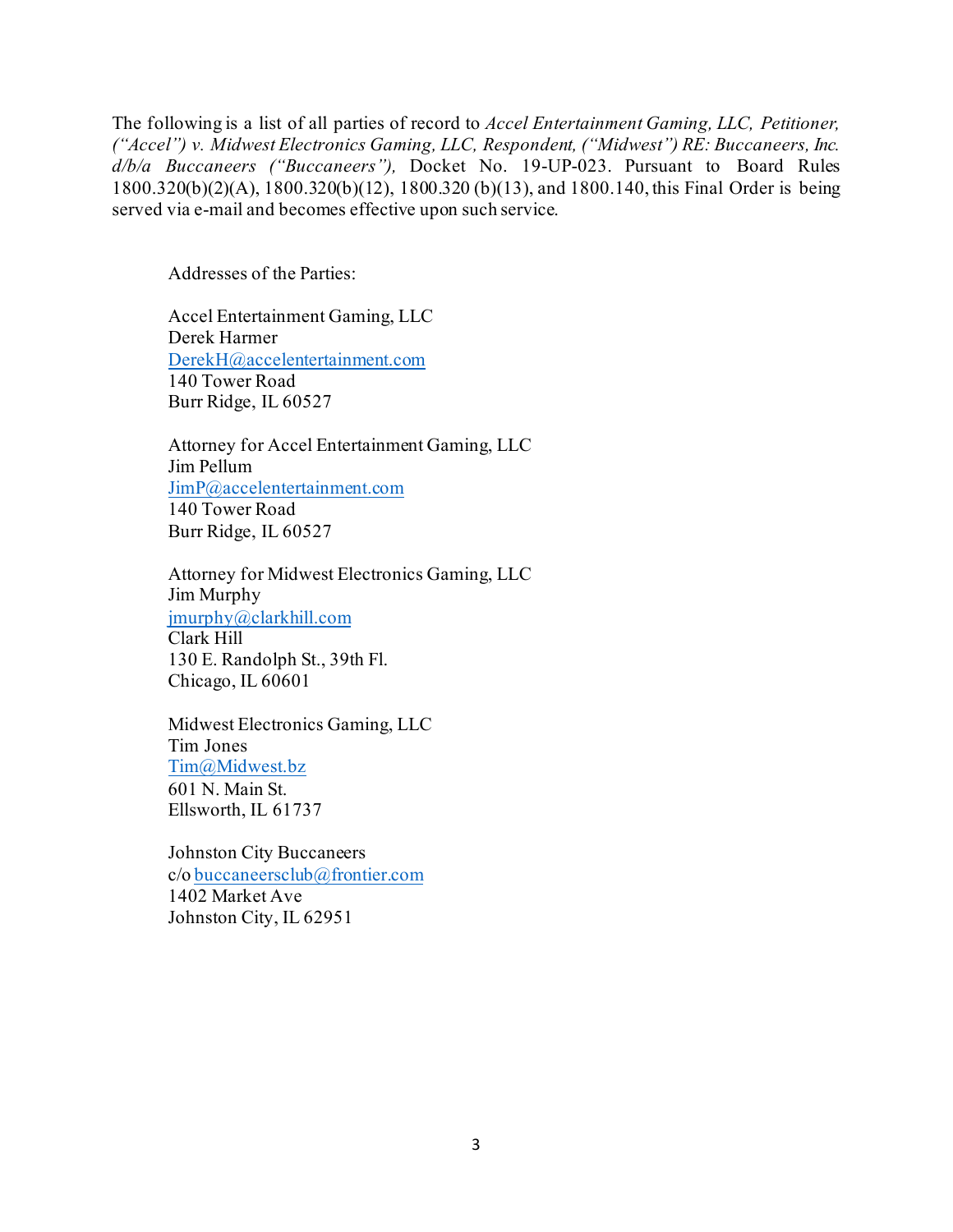The following is a list of all parties of record to *Accel Entertainment Gaming, LLC, Petitioner, ("Accel") v. Midwest Electronics Gaming, LLC, Respondent, ("Midwest") RE: Buccaneers, Inc. d/b/a Buccaneers ("Buccaneers"),* Docket No. 19-UP-023. Pursuant to Board Rules 1800.320(b)(2)(A), 1800.320(b)(12), 1800.320 (b)(13), and 1800.140, this Final Order is being served via e-mail and becomes effective upon such service.

Addresses of the Parties:

Accel Entertainment Gaming, LLC
Derek Harmer
DerekH@accelentertainment.com
140 Tower Road
Burr Ridge, IL 60527

Attorney for Accel Entertainment Gaming, LLC
Jim Pellum
JimP@accelentertainment.com
140 Tower Road
Burr Ridge, IL 60527

Attorney for Midwest Electronics Gaming, LLC
Jim Murphy
jmurphy@clarkhill.com
Clark Hill
130 E. Randolph St., 39th Fl.
Chicago, IL 60601

Midwest Electronics Gaming, LLC
Tim Jones
Tim@Midwest.bz
601 N. Main St.
Ellsworth, IL 61737

Johnston City Buccaneers
c/o buccaneersclub@frontier.com
1402 Market Ave
Johnston City, IL 62951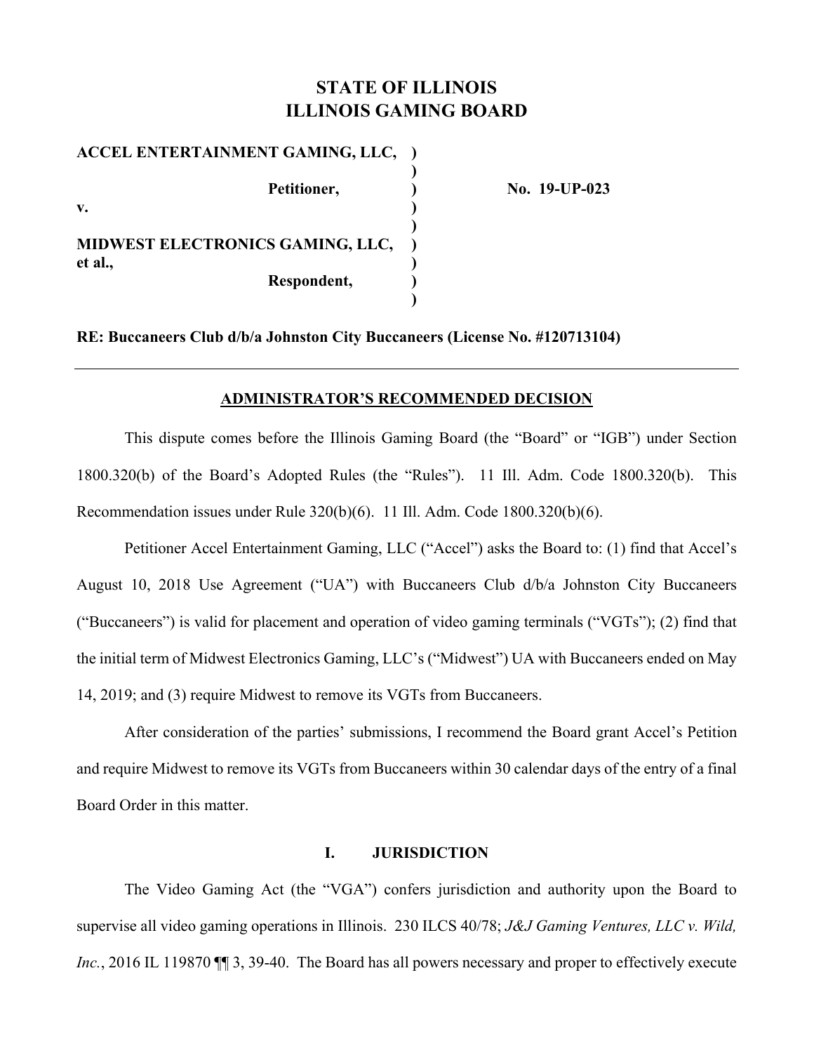# STATE OF ILLINOIS
# ILLINOIS GAMING BOARD

| | | |
|---|---|---|
| **ACCEL ENTERTAINMENT GAMING, LLC,** | **)** | |
| | **)** | |
| **Petitioner,** | **)** | **No. 19-UP-023** |
| **v.** | **)** | |
| | **)** | |
| **MIDWEST ELECTRONICS GAMING, LLC, et al.,** | **)** | |
| **Respondent,** | **)** | |
| | **)** | |

**RE: Buccaneers Club d/b/a Johnston City Buccaneers (License No. #120713104)**

---

## ADMINISTRATOR'S RECOMMENDED DECISION

This dispute comes before the Illinois Gaming Board (the "Board" or "IGB") under Section 1800.320(b) of the Board's Adopted Rules (the "Rules"). 11 Ill. Adm. Code 1800.320(b). This Recommendation issues under Rule 320(b)(6). 11 Ill. Adm. Code 1800.320(b)(6).

Petitioner Accel Entertainment Gaming, LLC ("Accel") asks the Board to: (1) find that Accel's August 10, 2018 Use Agreement ("UA") with Buccaneers Club d/b/a Johnston City Buccaneers ("Buccaneers") is valid for placement and operation of video gaming terminals ("VGTs"); (2) find that the initial term of Midwest Electronics Gaming, LLC's ("Midwest") UA with Buccaneers ended on May 14, 2019; and (3) require Midwest to remove its VGTs from Buccaneers.

After consideration of the parties' submissions, I recommend the Board grant Accel's Petition and require Midwest to remove its VGTs from Buccaneers within 30 calendar days of the entry of a final Board Order in this matter.

## I. JURISDICTION

The Video Gaming Act (the "VGA") confers jurisdiction and authority upon the Board to supervise all video gaming operations in Illinois. 230 ILCS 40/78; *J&J Gaming Ventures, LLC v. Wild, Inc.*, 2016 IL 119870 ¶¶ 3, 39-40. The Board has all powers necessary and proper to effectively execute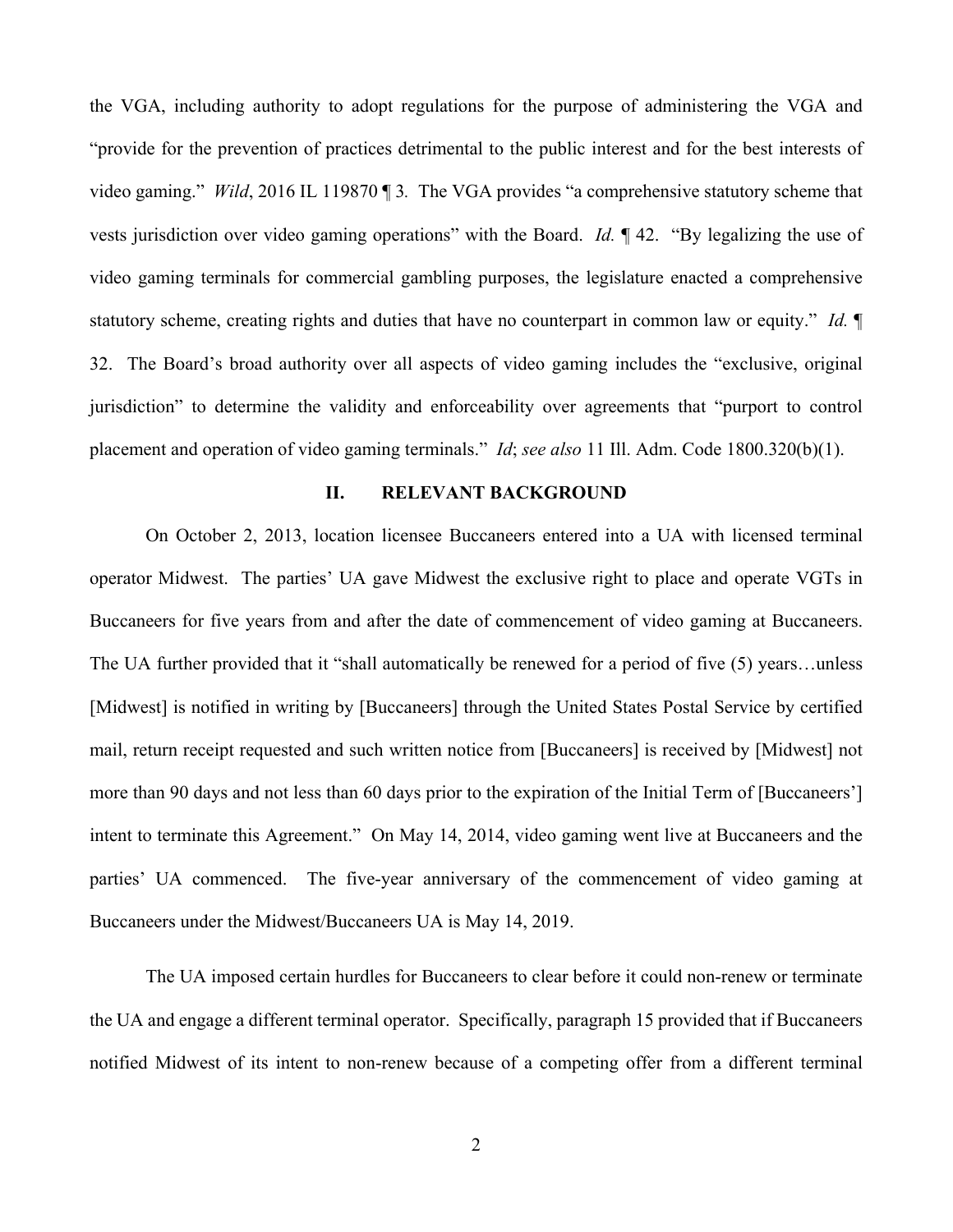the VGA, including authority to adopt regulations for the purpose of administering the VGA and "provide for the prevention of practices detrimental to the public interest and for the best interests of video gaming." *Wild*, 2016 IL 119870 ¶ 3. The VGA provides "a comprehensive statutory scheme that vests jurisdiction over video gaming operations" with the Board. *Id.* ¶ 42. "By legalizing the use of video gaming terminals for commercial gambling purposes, the legislature enacted a comprehensive statutory scheme, creating rights and duties that have no counterpart in common law or equity." *Id.* ¶ 32. The Board's broad authority over all aspects of video gaming includes the "exclusive, original jurisdiction" to determine the validity and enforceability over agreements that "purport to control placement and operation of video gaming terminals." *Id*; *see also* 11 Ill. Adm. Code 1800.320(b)(1).

## II. RELEVANT BACKGROUND

On October 2, 2013, location licensee Buccaneers entered into a UA with licensed terminal operator Midwest. The parties' UA gave Midwest the exclusive right to place and operate VGTs in Buccaneers for five years from and after the date of commencement of video gaming at Buccaneers. The UA further provided that it "shall automatically be renewed for a period of five (5) years…unless [Midwest] is notified in writing by [Buccaneers] through the United States Postal Service by certified mail, return receipt requested and such written notice from [Buccaneers] is received by [Midwest] not more than 90 days and not less than 60 days prior to the expiration of the Initial Term of [Buccaneers'] intent to terminate this Agreement." On May 14, 2014, video gaming went live at Buccaneers and the parties' UA commenced. The five-year anniversary of the commencement of video gaming at Buccaneers under the Midwest/Buccaneers UA is May 14, 2019.

The UA imposed certain hurdles for Buccaneers to clear before it could non-renew or terminate the UA and engage a different terminal operator. Specifically, paragraph 15 provided that if Buccaneers notified Midwest of its intent to non-renew because of a competing offer from a different terminal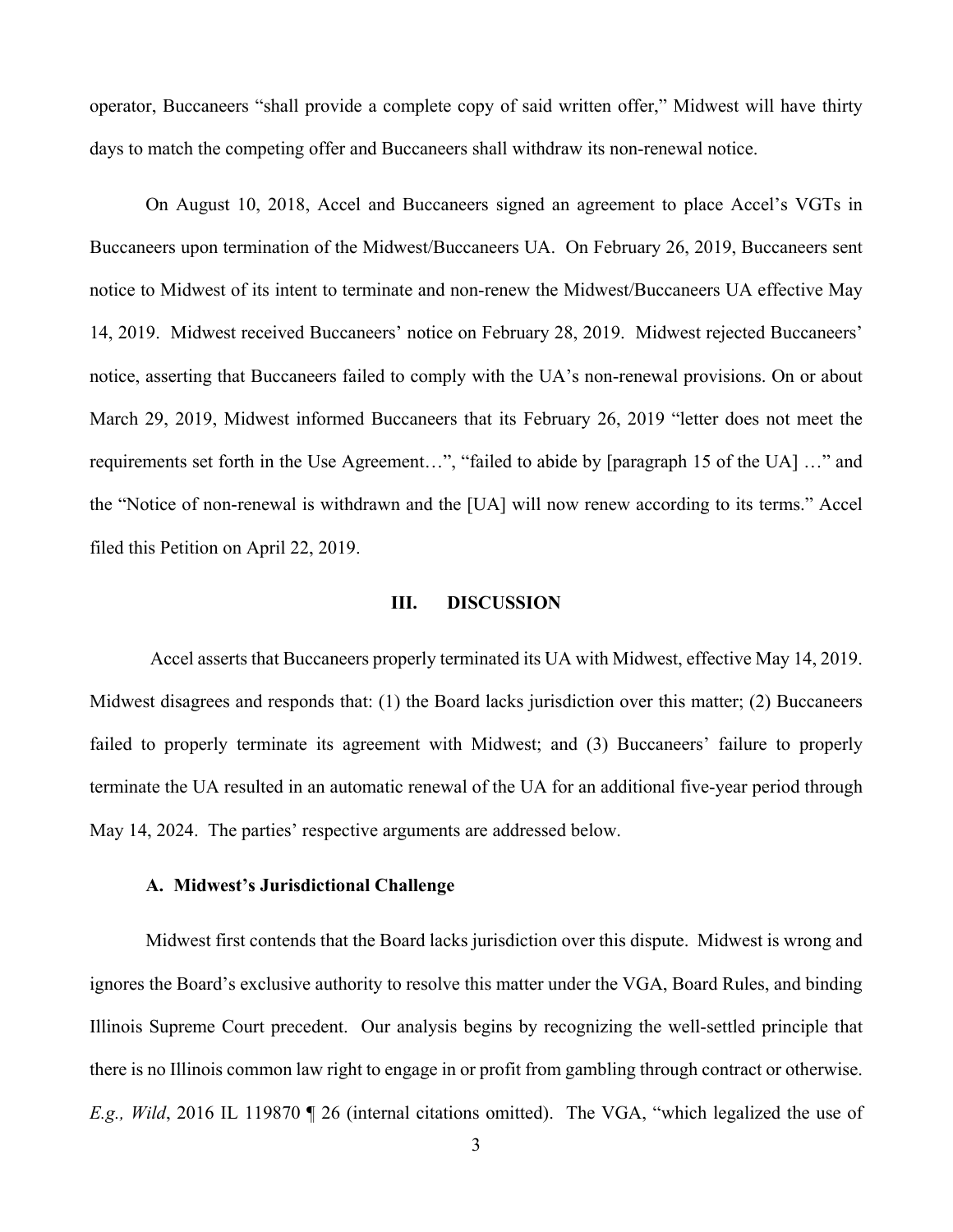operator, Buccaneers "shall provide a complete copy of said written offer," Midwest will have thirty days to match the competing offer and Buccaneers shall withdraw its non-renewal notice.

On August 10, 2018, Accel and Buccaneers signed an agreement to place Accel's VGTs in Buccaneers upon termination of the Midwest/Buccaneers UA. On February 26, 2019, Buccaneers sent notice to Midwest of its intent to terminate and non-renew the Midwest/Buccaneers UA effective May 14, 2019. Midwest received Buccaneers' notice on February 28, 2019. Midwest rejected Buccaneers' notice, asserting that Buccaneers failed to comply with the UA's non-renewal provisions. On or about March 29, 2019, Midwest informed Buccaneers that its February 26, 2019 "letter does not meet the requirements set forth in the Use Agreement…", "failed to abide by [paragraph 15 of the UA] …" and the "Notice of non-renewal is withdrawn and the [UA] will now renew according to its terms." Accel filed this Petition on April 22, 2019.

## III. DISCUSSION

Accel asserts that Buccaneers properly terminated its UA with Midwest, effective May 14, 2019. Midwest disagrees and responds that: (1) the Board lacks jurisdiction over this matter; (2) Buccaneers failed to properly terminate its agreement with Midwest; and (3) Buccaneers' failure to properly terminate the UA resulted in an automatic renewal of the UA for an additional five-year period through May 14, 2024. The parties' respective arguments are addressed below.

### A. Midwest's Jurisdictional Challenge

Midwest first contends that the Board lacks jurisdiction over this dispute. Midwest is wrong and ignores the Board's exclusive authority to resolve this matter under the VGA, Board Rules, and binding Illinois Supreme Court precedent. Our analysis begins by recognizing the well-settled principle that there is no Illinois common law right to engage in or profit from gambling through contract or otherwise. *E.g., Wild*, 2016 IL 119870 ¶ 26 (internal citations omitted). The VGA, "which legalized the use of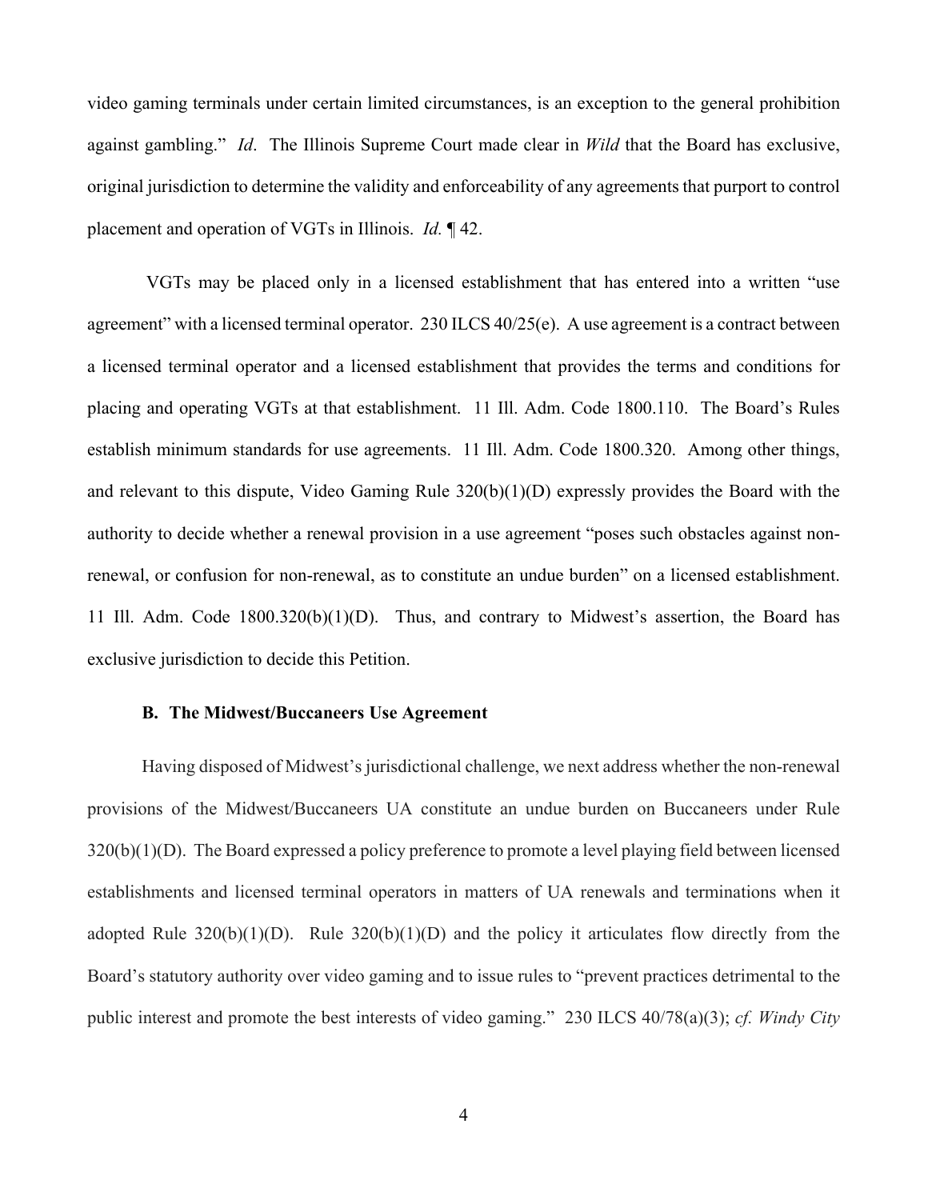video gaming terminals under certain limited circumstances, is an exception to the general prohibition against gambling." *Id*. The Illinois Supreme Court made clear in *Wild* that the Board has exclusive, original jurisdiction to determine the validity and enforceability of any agreements that purport to control placement and operation of VGTs in Illinois. *Id.* ¶ 42.

VGTs may be placed only in a licensed establishment that has entered into a written "use agreement" with a licensed terminal operator. 230 ILCS 40/25(e). A use agreement is a contract between a licensed terminal operator and a licensed establishment that provides the terms and conditions for placing and operating VGTs at that establishment. 11 Ill. Adm. Code 1800.110. The Board's Rules establish minimum standards for use agreements. 11 Ill. Adm. Code 1800.320. Among other things, and relevant to this dispute, Video Gaming Rule 320(b)(1)(D) expressly provides the Board with the authority to decide whether a renewal provision in a use agreement "poses such obstacles against non-renewal, or confusion for non-renewal, as to constitute an undue burden" on a licensed establishment. 11 Ill. Adm. Code 1800.320(b)(1)(D). Thus, and contrary to Midwest's assertion, the Board has exclusive jurisdiction to decide this Petition.

### B. The Midwest/Buccaneers Use Agreement

Having disposed of Midwest's jurisdictional challenge, we next address whether the non-renewal provisions of the Midwest/Buccaneers UA constitute an undue burden on Buccaneers under Rule 320(b)(1)(D). The Board expressed a policy preference to promote a level playing field between licensed establishments and licensed terminal operators in matters of UA renewals and terminations when it adopted Rule 320(b)(1)(D). Rule 320(b)(1)(D) and the policy it articulates flow directly from the Board's statutory authority over video gaming and to issue rules to "prevent practices detrimental to the public interest and promote the best interests of video gaming." 230 ILCS 40/78(a)(3); *cf. Windy City*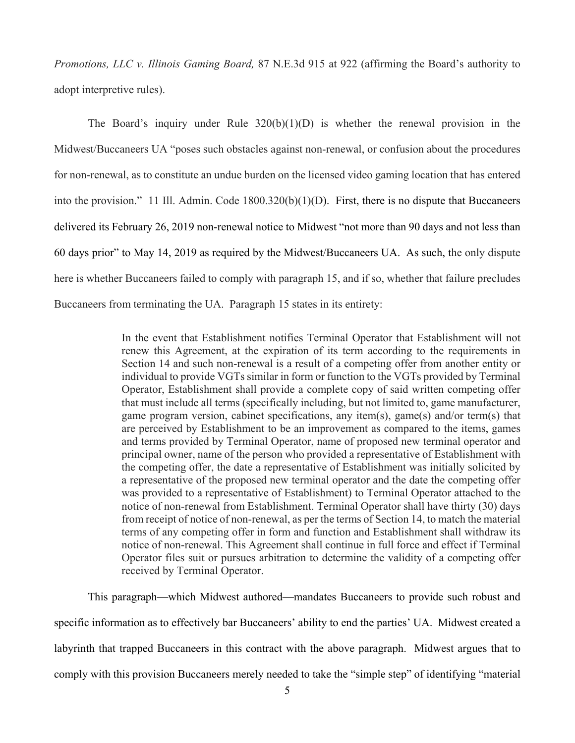*Promotions, LLC v. Illinois Gaming Board,* 87 N.E.3d 915 at 922 (affirming the Board's authority to adopt interpretive rules).

The Board's inquiry under Rule 320(b)(1)(D) is whether the renewal provision in the Midwest/Buccaneers UA "poses such obstacles against non-renewal, or confusion about the procedures for non-renewal, as to constitute an undue burden on the licensed video gaming location that has entered into the provision." 11 Ill. Admin. Code 1800.320(b)(1)(D). First, there is no dispute that Buccaneers delivered its February 26, 2019 non-renewal notice to Midwest "not more than 90 days and not less than 60 days prior" to May 14, 2019 as required by the Midwest/Buccaneers UA. As such, the only dispute here is whether Buccaneers failed to comply with paragraph 15, and if so, whether that failure precludes Buccaneers from terminating the UA. Paragraph 15 states in its entirety:

> In the event that Establishment notifies Terminal Operator that Establishment will not renew this Agreement, at the expiration of its term according to the requirements in Section 14 and such non-renewal is a result of a competing offer from another entity or individual to provide VGTs similar in form or function to the VGTs provided by Terminal Operator, Establishment shall provide a complete copy of said written competing offer that must include all terms (specifically including, but not limited to, game manufacturer, game program version, cabinet specifications, any item(s), game(s) and/or term(s) that are perceived by Establishment to be an improvement as compared to the items, games and terms provided by Terminal Operator, name of proposed new terminal operator and principal owner, name of the person who provided a representative of Establishment with the competing offer, the date a representative of Establishment was initially solicited by a representative of the proposed new terminal operator and the date the competing offer was provided to a representative of Establishment) to Terminal Operator attached to the notice of non-renewal from Establishment. Terminal Operator shall have thirty (30) days from receipt of notice of non-renewal, as per the terms of Section 14, to match the material terms of any competing offer in form and function and Establishment shall withdraw its notice of non-renewal. This Agreement shall continue in full force and effect if Terminal Operator files suit or pursues arbitration to determine the validity of a competing offer received by Terminal Operator.

This paragraph—which Midwest authored—mandates Buccaneers to provide such robust and specific information as to effectively bar Buccaneers' ability to end the parties' UA. Midwest created a labyrinth that trapped Buccaneers in this contract with the above paragraph. Midwest argues that to comply with this provision Buccaneers merely needed to take the "simple step" of identifying "material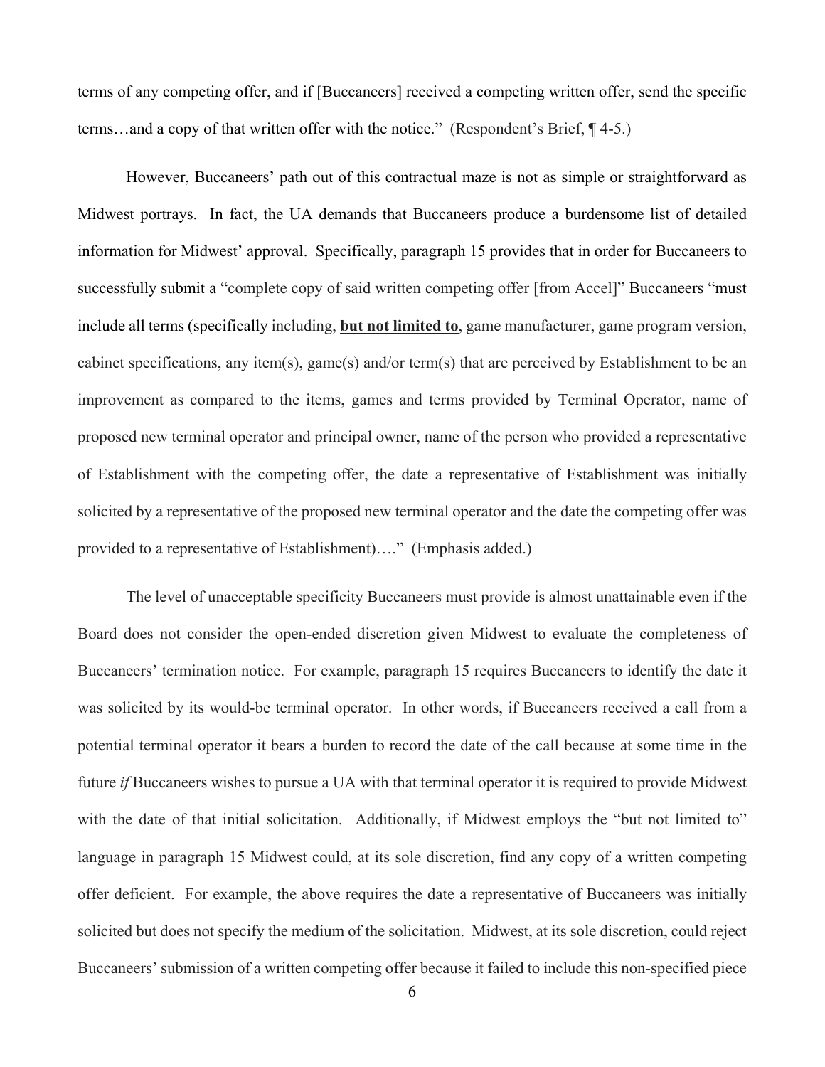terms of any competing offer, and if [Buccaneers] received a competing written offer, send the specific terms…and a copy of that written offer with the notice." (Respondent's Brief, ¶ 4-5.)

However, Buccaneers' path out of this contractual maze is not as simple or straightforward as Midwest portrays. In fact, the UA demands that Buccaneers produce a burdensome list of detailed information for Midwest' approval. Specifically, paragraph 15 provides that in order for Buccaneers to successfully submit a "complete copy of said written competing offer [from Accel]" Buccaneers "must include all terms (specifically including, <u>**but not limited to**</u>, game manufacturer, game program version, cabinet specifications, any item(s), game(s) and/or term(s) that are perceived by Establishment to be an improvement as compared to the items, games and terms provided by Terminal Operator, name of proposed new terminal operator and principal owner, name of the person who provided a representative of Establishment with the competing offer, the date a representative of Establishment was initially solicited by a representative of the proposed new terminal operator and the date the competing offer was provided to a representative of Establishment)…." (Emphasis added.)

The level of unacceptable specificity Buccaneers must provide is almost unattainable even if the Board does not consider the open-ended discretion given Midwest to evaluate the completeness of Buccaneers' termination notice. For example, paragraph 15 requires Buccaneers to identify the date it was solicited by its would-be terminal operator. In other words, if Buccaneers received a call from a potential terminal operator it bears a burden to record the date of the call because at some time in the future *if* Buccaneers wishes to pursue a UA with that terminal operator it is required to provide Midwest with the date of that initial solicitation. Additionally, if Midwest employs the "but not limited to" language in paragraph 15 Midwest could, at its sole discretion, find any copy of a written competing offer deficient. For example, the above requires the date a representative of Buccaneers was initially solicited but does not specify the medium of the solicitation. Midwest, at its sole discretion, could reject Buccaneers' submission of a written competing offer because it failed to include this non-specified piece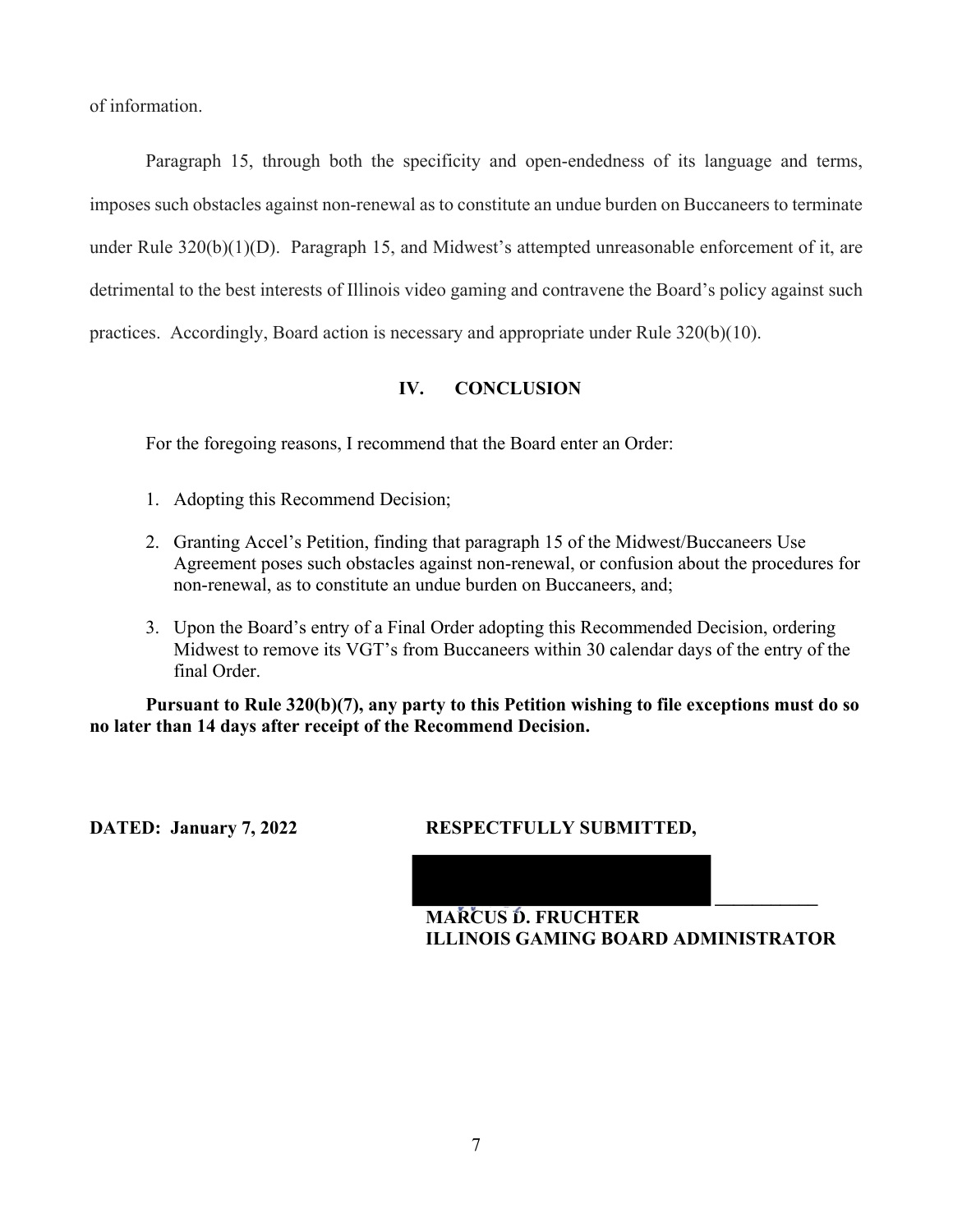of information.

Paragraph 15, through both the specificity and open-endedness of its language and terms, imposes such obstacles against non-renewal as to constitute an undue burden on Buccaneers to terminate under Rule 320(b)(1)(D). Paragraph 15, and Midwest's attempted unreasonable enforcement of it, are detrimental to the best interests of Illinois video gaming and contravene the Board's policy against such practices. Accordingly, Board action is necessary and appropriate under Rule 320(b)(10).

## IV. CONCLUSION

For the foregoing reasons, I recommend that the Board enter an Order:

1. Adopting this Recommend Decision;
2. Granting Accel's Petition, finding that paragraph 15 of the Midwest/Buccaneers Use Agreement poses such obstacles against non-renewal, or confusion about the procedures for non-renewal, as to constitute an undue burden on Buccaneers, and;
3. Upon the Board's entry of a Final Order adopting this Recommended Decision, ordering Midwest to remove its VGT's from Buccaneers within 30 calendar days of the entry of the final Order.

**Pursuant to Rule 320(b)(7), any party to this Petition wishing to file exceptions must do so no later than 14 days after receipt of the Recommend Decision.**

**DATED: January 7, 2022**

**RESPECTFULLY SUBMITTED,**

**MARCUS D. FRUCHTER**
**ILLINOIS GAMING BOARD ADMINISTRATOR**